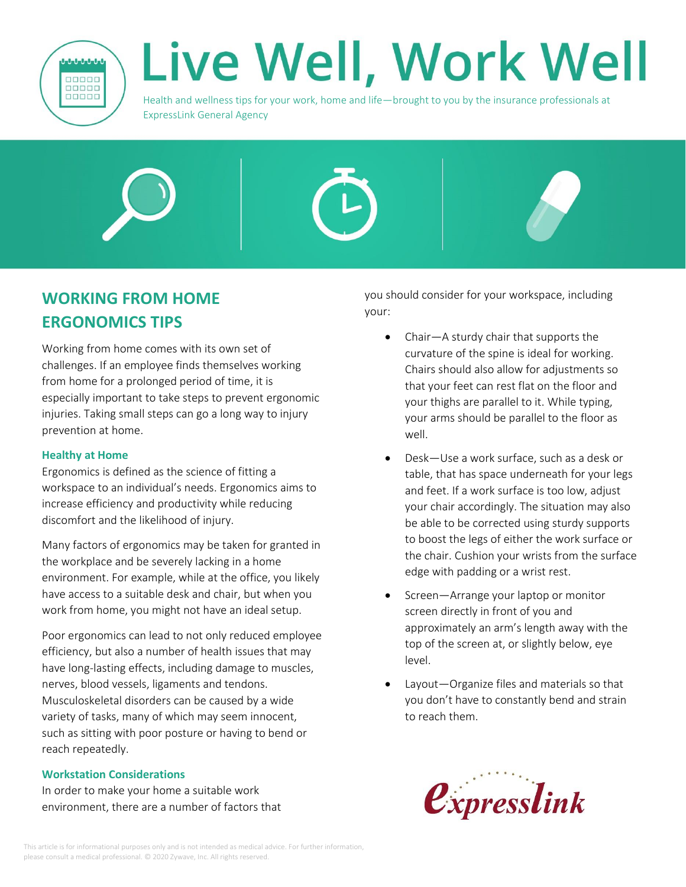# Live Well, Work Well

Health and wellness tips for your work, home and life—brought to you by the insurance professionals at ExpressLink General Agency

## WORKING FROM HOME ERGONOMICS TIPS

Working from home comes with its own set of challenges. If an employee finds themselves working from home for a prolonged period of time, it is especially important to take steps to prevent ergonomic injuries. Taking small steps can go a long way to injury prevention at home.

### Healthy at Home

Ergonomics is defined as the science of fitting a workspace to an individual's needs. Ergonomics aims to increase efficiency and productivity while reducing discomfort and the likelihood of injury.

Many factors of ergonomics may be taken for granted in the workplace and be severely lacking in a home environment. For example, while at the office, you likely have access to a suitable desk and chair, but when you work from home, you might not have an ideal setup.

Poor ergonomics can lead to not only reduced employee efficiency, but also a number of health issues that may have long-lasting effects, including damage to muscles, nerves, blood vessels, ligaments and tendons. Musculoskeletal disorders can be caused by a wide variety of tasks, many of which may seem innocent, such as sitting with poor posture or having to bend or reach repeatedly.

### Workstation Considerations

In order to make your home a suitable work environment, there are a number of factors that you should consider for your workspace, including your:

- Chair—A sturdy chair that supports the curvature of the spine is ideal for working. Chairs should also allow for adjustments so that your feet can rest flat on the floor and your thighs are parallel to it. While typing, your arms should be parallel to the floor as well.
- Desk—Use a work surface, such as a desk or table, that has space underneath for your legs and feet. If a work surface is too low, adjust your chair accordingly. The situation may also be able to be corrected using sturdy supports to boost the legs of either the work surface or the chair. Cushion your wrists from the surface edge with padding or a wrist rest.
- Screen—Arrange your laptop or monitor screen directly in front of you and approximately an arm's length away with the top of the screen at, or slightly below, eye level.
- Layout—Organize files and materials so that you don't have to constantly bend and strain to reach them.

expresslink

This article is for informational purposes only and is not intended as medical advice. For further information, please consult a medical professional. © 2020 Zywave, Inc. All rights reserved.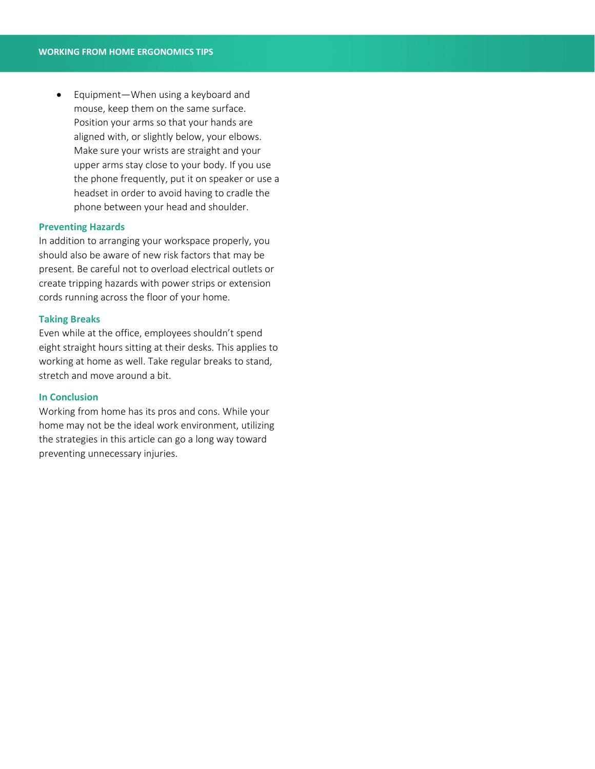- Equipment—When using a keyboard and mouse, keep them on the same surface. Position your arms so that your hands are aligned with, or slightly below, your elbows. Make sure your wrists are straight and your upper arms stay close to your body. If you use the phone frequently, put it on speaker or use a headset in order to avoid having to cradle the phone between your head and shoulder.

### Preventing Hazards

In addition to arranging your workspace properly, you should also be aware of new risk factors that may be present. Be careful not to overload electrical outlets or create tripping hazards with power strips or extension cords running across the floor of your home.

### Taking Breaks

Even while at the office, employees shouldn't spend eight straight hours sitting at their desks. This applies to working at home as well. Take regular breaks to stand, stretch and move around a bit.

### In Conclusion

Working from home has its pros and cons. While your home may not be the ideal work environment, utilizing the strategies in this article can go a long way toward preventing unnecessary injuries.